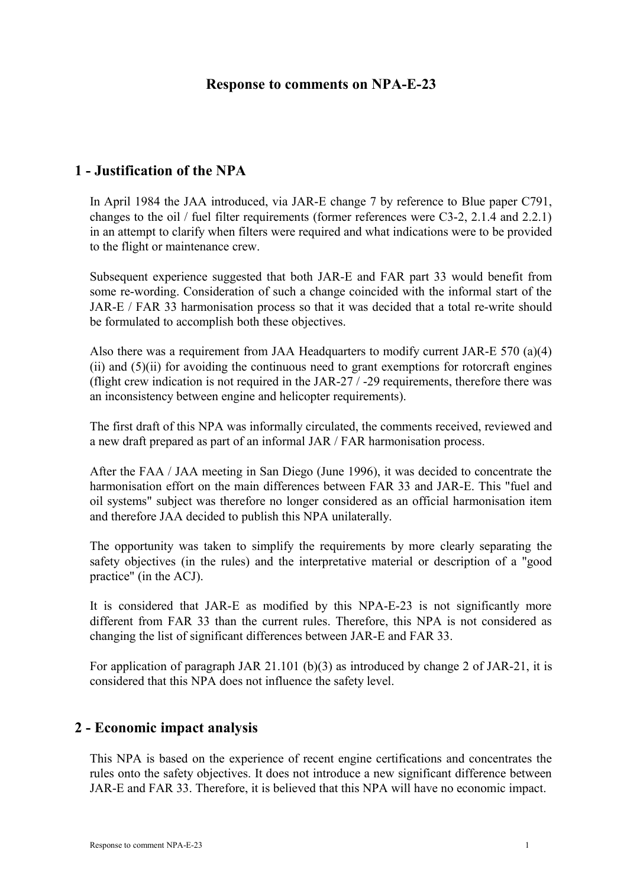# Response to comments on NPA-E-23

## 1 - Justification of the NPA

In April 1984 the JAA introduced, via JAR-E change 7 by reference to Blue paper C791, changes to the oil / fuel filter requirements (former references were C3-2, 2.1.4 and 2.2.1) in an attempt to clarify when filters were required and what indications were to be provided to the flight or maintenance crew.

Subsequent experience suggested that both JAR-E and FAR part 33 would benefit from some re-wording. Consideration of such a change coincided with the informal start of the JAR-E / FAR 33 harmonisation process so that it was decided that a total re-write should be formulated to accomplish both these objectives.

Also there was a requirement from JAA Headquarters to modify current JAR-E 570 (a)(4)(ii) and (5)(ii) for avoiding the continuous need to grant exemptions for rotorcraft engines (flight crew indication is not required in the JAR-27 / -29 requirements, therefore there was an inconsistency between engine and helicopter requirements).

The first draft of this NPA was informally circulated, the comments received, reviewed and a new draft prepared as part of an informal JAR / FAR harmonisation process.

After the FAA / JAA meeting in San Diego (June 1996), it was decided to concentrate the harmonisation effort on the main differences between FAR 33 and JAR-E. This "fuel and oil systems" subject was therefore no longer considered as an official harmonisation item and therefore JAA decided to publish this NPA unilaterally.

The opportunity was taken to simplify the requirements by more clearly separating the safety objectives (in the rules) and the interpretative material or description of a "good practice" (in the ACJ).

It is considered that JAR-E as modified by this NPA-E-23 is not significantly more different from FAR 33 than the current rules. Therefore, this NPA is not considered as changing the list of significant differences between JAR-E and FAR 33.

For application of paragraph JAR 21.101 (b)(3) as introduced by change 2 of JAR-21, it is considered that this NPA does not influence the safety level.

## 2 - Economic impact analysis

This NPA is based on the experience of recent engine certifications and concentrates the rules onto the safety objectives. It does not introduce a new significant difference between JAR-E and FAR 33. Therefore, it is believed that this NPA will have no economic impact.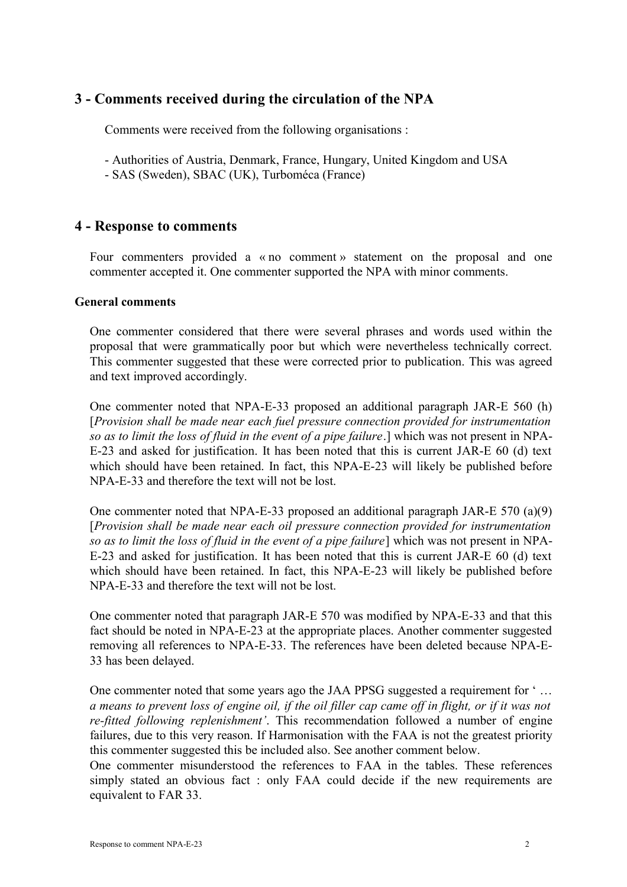## 3 - Comments received during the circulation of the NPA

Comments were received from the following organisations :

- Authorities of Austria, Denmark, France, Hungary, United Kingdom and USA
- SAS (Sweden), SBAC (UK), Turboméca (France)

## 4 - Response to comments

Four commenters provided a « no comment » statement on the proposal and one commenter accepted it. One commenter supported the NPA with minor comments.

**General comments**

One commenter considered that there were several phrases and words used within the proposal that were grammatically poor but which were nevertheless technically correct. This commenter suggested that these were corrected prior to publication. This was agreed and text improved accordingly.

One commenter noted that NPA-E-33 proposed an additional paragraph JAR-E 560 (h) [*Provision shall be made near each fuel pressure connection provided for instrumentation so as to limit the loss of fluid in the event of a pipe failure*.] which was not present in NPA-E-23 and asked for justification. It has been noted that this is current JAR-E 60 (d) text which should have been retained. In fact, this NPA-E-23 will likely be published before NPA-E-33 and therefore the text will not be lost.

One commenter noted that NPA-E-33 proposed an additional paragraph JAR-E 570 (a)(9) [*Provision shall be made near each oil pressure connection provided for instrumentation so as to limit the loss of fluid in the event of a pipe failure*] which was not present in NPA-E-23 and asked for justification. It has been noted that this is current JAR-E 60 (d) text which should have been retained. In fact, this NPA-E-23 will likely be published before NPA-E-33 and therefore the text will not be lost.

One commenter noted that paragraph JAR-E 570 was modified by NPA-E-33 and that this fact should be noted in NPA-E-23 at the appropriate places. Another commenter suggested removing all references to NPA-E-33. The references have been deleted because NPA-E-33 has been delayed.

One commenter noted that some years ago the JAA PPSG suggested a requirement for ' … *a means to prevent loss of engine oil, if the oil filler cap came off in flight, or if it was not re-fitted following replenishment'*. This recommendation followed a number of engine failures, due to this very reason. If Harmonisation with the FAA is not the greatest priority this commenter suggested this be included also. See another comment below.

One commenter misunderstood the references to FAA in the tables. These references simply stated an obvious fact : only FAA could decide if the new requirements are equivalent to FAR 33.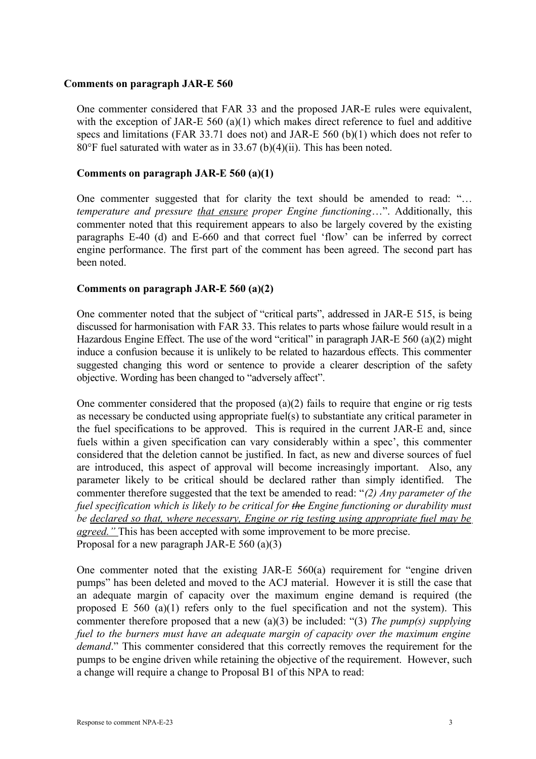**Comments on paragraph JAR-E 560**

One commenter considered that FAR 33 and the proposed JAR-E rules were equivalent, with the exception of JAR-E 560 (a)(1) which makes direct reference to fuel and additive specs and limitations (FAR 33.71 does not) and JAR-E 560 (b)(1) which does not refer to 80°F fuel saturated with water as in 33.67 (b)(4)(ii). This has been noted.

**Comments on paragraph JAR-E 560 (a)(1)**

One commenter suggested that for clarity the text should be amended to read: "… *temperature and pressure* *<u>that ensure</u>* *proper Engine functioning*…". Additionally, this commenter noted that this requirement appears to also be largely covered by the existing paragraphs E-40 (d) and E-660 and that correct fuel 'flow' can be inferred by correct engine performance. The first part of the comment has been agreed. The second part has been noted.

**Comments on paragraph JAR-E 560 (a)(2)**

One commenter noted that the subject of "critical parts", addressed in JAR-E 515, is being discussed for harmonisation with FAR 33. This relates to parts whose failure would result in a Hazardous Engine Effect. The use of the word "critical" in paragraph JAR-E 560 (a)(2) might induce a confusion because it is unlikely to be related to hazardous effects. This commenter suggested changing this word or sentence to provide a clearer description of the safety objective. Wording has been changed to "adversely affect".

One commenter considered that the proposed (a)(2) fails to require that engine or rig tests as necessary be conducted using appropriate fuel(s) to substantiate any critical parameter in the fuel specifications to be approved. This is required in the current JAR-E and, since fuels within a given specification can vary considerably within a spec', this commenter considered that the deletion cannot be justified. In fact, as new and diverse sources of fuel are introduced, this aspect of approval will become increasingly important. Also, any parameter likely to be critical should be declared rather than simply identified. The commenter therefore suggested that the text be amended to read: "*(2) Any parameter of the fuel specification which is likely to be critical for ~~the~~ Engine functioning or durability must be* *<u>declared so that, where necessary, Engine or rig testing using appropriate fuel may be agreed."</u>* This has been accepted with some improvement to be more precise.

Proposal for a new paragraph JAR-E 560 (a)(3)

One commenter noted that the existing JAR-E 560(a) requirement for "engine driven pumps" has been deleted and moved to the ACJ material. However it is still the case that an adequate margin of capacity over the maximum engine demand is required (the proposed E 560 (a)(1) refers only to the fuel specification and not the system). This commenter therefore proposed that a new (a)(3) be included: "(3) *The pump(s) supplying fuel to the burners must have an adequate margin of capacity over the maximum engine demand*." This commenter considered that this correctly removes the requirement for the pumps to be engine driven while retaining the objective of the requirement. However, such a change will require a change to Proposal B1 of this NPA to read: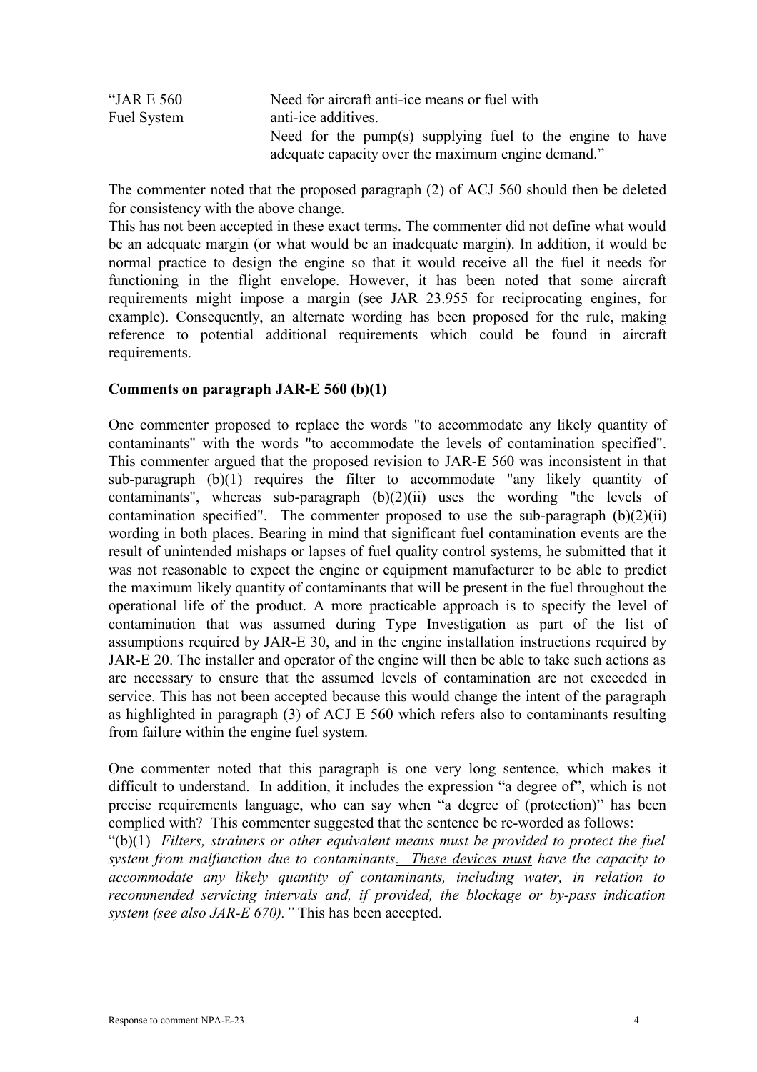| "JAR E 560 Fuel System | Need for aircraft anti-ice means or fuel with anti-ice additives. Need for the pump(s) supplying fuel to the engine to have adequate capacity over the maximum engine demand." |
| --- | --- |

The commenter noted that the proposed paragraph (2) of ACJ 560 should then be deleted for consistency with the above change.

This has not been accepted in these exact terms. The commenter did not define what would be an adequate margin (or what would be an inadequate margin). In addition, it would be normal practice to design the engine so that it would receive all the fuel it needs for functioning in the flight envelope. However, it has been noted that some aircraft requirements might impose a margin (see JAR 23.955 for reciprocating engines, for example). Consequently, an alternate wording has been proposed for the rule, making reference to potential additional requirements which could be found in aircraft requirements.

**Comments on paragraph JAR-E 560 (b)(1)**

One commenter proposed to replace the words "to accommodate any likely quantity of contaminants" with the words "to accommodate the levels of contamination specified". This commenter argued that the proposed revision to JAR-E 560 was inconsistent in that sub-paragraph (b)(1) requires the filter to accommodate "any likely quantity of contaminants", whereas sub-paragraph (b)(2)(ii) uses the wording "the levels of contamination specified". The commenter proposed to use the sub-paragraph (b)(2)(ii) wording in both places. Bearing in mind that significant fuel contamination events are the result of unintended mishaps or lapses of fuel quality control systems, he submitted that it was not reasonable to expect the engine or equipment manufacturer to be able to predict the maximum likely quantity of contaminants that will be present in the fuel throughout the operational life of the product. A more practicable approach is to specify the level of contamination that was assumed during Type Investigation as part of the list of assumptions required by JAR-E 30, and in the engine installation instructions required by JAR-E 20. The installer and operator of the engine will then be able to take such actions as are necessary to ensure that the assumed levels of contamination are not exceeded in service. This has not been accepted because this would change the intent of the paragraph as highlighted in paragraph (3) of ACJ E 560 which refers also to contaminants resulting from failure within the engine fuel system.

One commenter noted that this paragraph is one very long sentence, which makes it difficult to understand. In addition, it includes the expression "a degree of", which is not precise requirements language, who can say when "a degree of (protection)" has been complied with? This commenter suggested that the sentence be re-worded as follows:

"(b)(1) *Filters, strainers or other equivalent means must be provided to protect the fuel system from malfunction due to contaminants. These devices must have the capacity to accommodate any likely quantity of contaminants, including water, in relation to recommended servicing intervals and, if provided, the blockage or by-pass indication system (see also JAR-E 670)."* This has been accepted.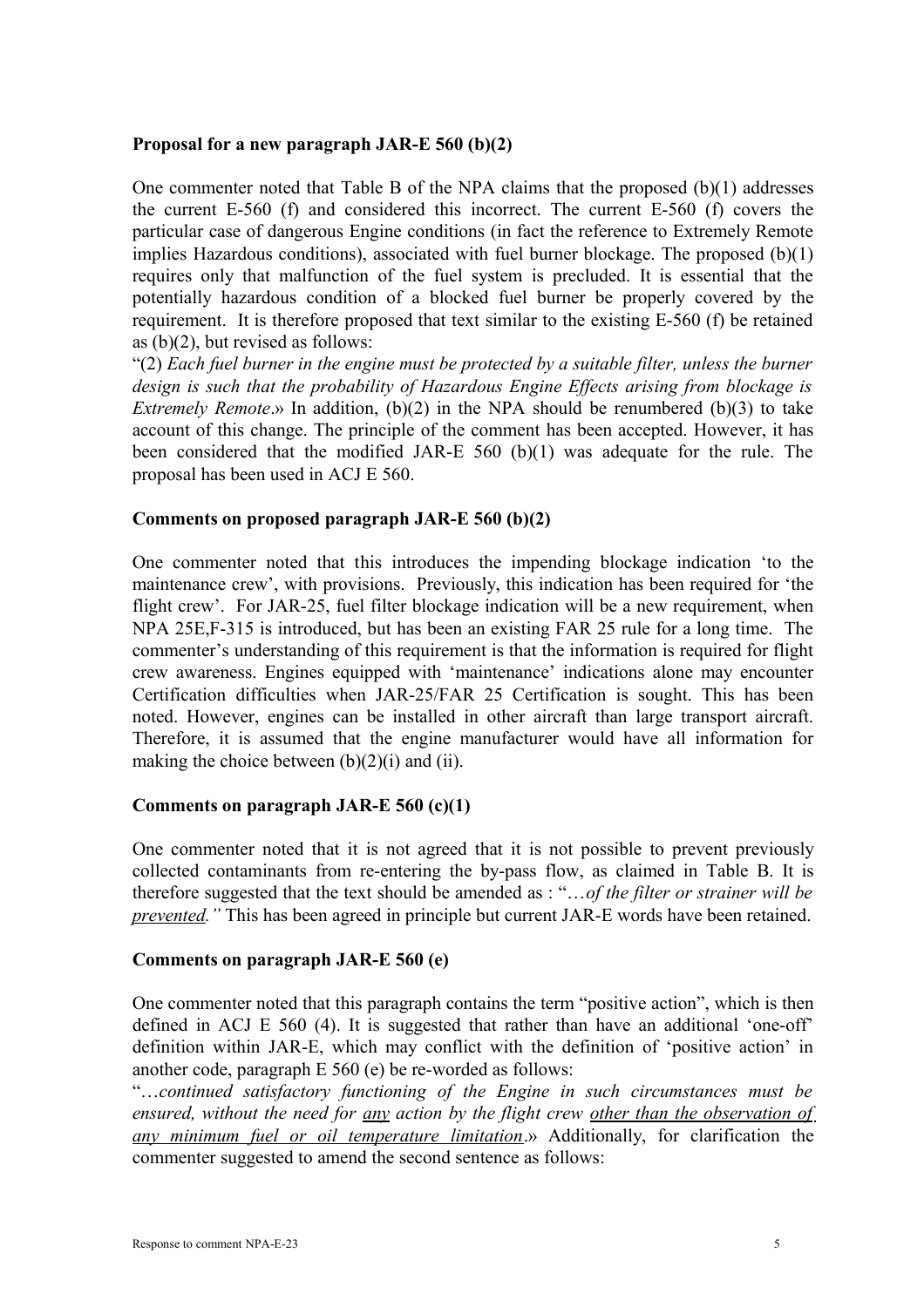**Proposal for a new paragraph JAR-E 560 (b)(2)**

One commenter noted that Table B of the NPA claims that the proposed (b)(1) addresses the current E-560 (f) and considered this incorrect. The current E-560 (f) covers the particular case of dangerous Engine conditions (in fact the reference to Extremely Remote implies Hazardous conditions), associated with fuel burner blockage. The proposed (b)(1) requires only that malfunction of the fuel system is precluded. It is essential that the potentially hazardous condition of a blocked fuel burner be properly covered by the requirement. It is therefore proposed that text similar to the existing E-560 (f) be retained as (b)(2), but revised as follows:

"(2) *Each fuel burner in the engine must be protected by a suitable filter, unless the burner design is such that the probability of Hazardous Engine Effects arising from blockage is Extremely Remote*.» In addition, (b)(2) in the NPA should be renumbered (b)(3) to take account of this change. The principle of the comment has been accepted. However, it has been considered that the modified JAR-E 560 (b)(1) was adequate for the rule. The proposal has been used in ACJ E 560.

**Comments on proposed paragraph JAR-E 560 (b)(2)**

One commenter noted that this introduces the impending blockage indication 'to the maintenance crew', with provisions. Previously, this indication has been required for 'the flight crew'. For JAR-25, fuel filter blockage indication will be a new requirement, when NPA 25E,F-315 is introduced, but has been an existing FAR 25 rule for a long time. The commenter's understanding of this requirement is that the information is required for flight crew awareness. Engines equipped with 'maintenance' indications alone may encounter Certification difficulties when JAR-25/FAR 25 Certification is sought. This has been noted. However, engines can be installed in other aircraft than large transport aircraft. Therefore, it is assumed that the engine manufacturer would have all information for making the choice between (b)(2)(i) and (ii).

**Comments on paragraph JAR-E 560 (c)(1)**

One commenter noted that it is not agreed that it is not possible to prevent previously collected contaminants from re-entering the by-pass flow, as claimed in Table B. It is therefore suggested that the text should be amended as : "…*of the filter or strainer will be <u>prevented</u>.*" This has been agreed in principle but current JAR-E words have been retained.

**Comments on paragraph JAR-E 560 (e)**

One commenter noted that this paragraph contains the term "positive action", which is then defined in ACJ E 560 (4). It is suggested that rather than have an additional 'one-off' definition within JAR-E, which may conflict with the definition of 'positive action' in another code, paragraph E 560 (e) be re-worded as follows:

"…*continued satisfactory functioning of the Engine in such circumstances must be ensured, without the need for <u>any</u> action by the flight crew <u>other than the observation of any minimum fuel or oil temperature limitation</u>*.» Additionally, for clarification the commenter suggested to amend the second sentence as follows: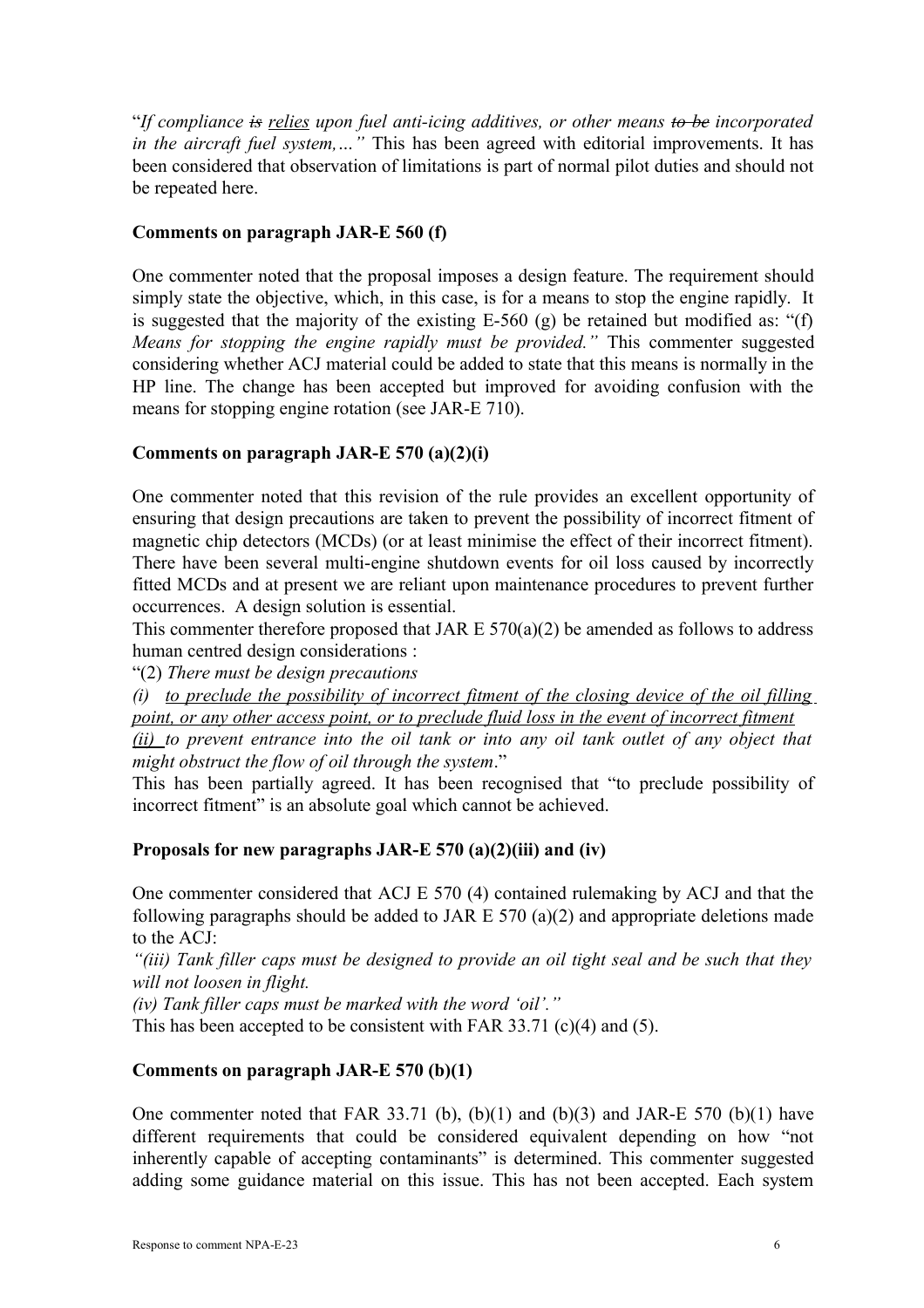"*If compliance ~~is~~ relies upon fuel anti-icing additives, or other means ~~to be~~ incorporated in the aircraft fuel system,…"* This has been agreed with editorial improvements. It has been considered that observation of limitations is part of normal pilot duties and should not be repeated here.

**Comments on paragraph JAR-E 560 (f)**

One commenter noted that the proposal imposes a design feature. The requirement should simply state the objective, which, in this case, is for a means to stop the engine rapidly. It is suggested that the majority of the existing E-560 (g) be retained but modified as: "(f) *Means for stopping the engine rapidly must be provided."* This commenter suggested considering whether ACJ material could be added to state that this means is normally in the HP line. The change has been accepted but improved for avoiding confusion with the means for stopping engine rotation (see JAR-E 710).

**Comments on paragraph JAR-E 570 (a)(2)(i)**

One commenter noted that this revision of the rule provides an excellent opportunity of ensuring that design precautions are taken to prevent the possibility of incorrect fitment of magnetic chip detectors (MCDs) (or at least minimise the effect of their incorrect fitment). There have been several multi-engine shutdown events for oil loss caused by incorrectly fitted MCDs and at present we are reliant upon maintenance procedures to prevent further occurrences. A design solution is essential.

This commenter therefore proposed that JAR E 570(a)(2) be amended as follows to address human centred design considerations :

"(2) *There must be design precautions*

*(i) to preclude the possibility of incorrect fitment of the closing device of the oil filling point, or any other access point, or to preclude fluid loss in the event of incorrect fitment*

*(ii) to prevent entrance into the oil tank or into any oil tank outlet of any object that might obstruct the flow of oil through the system*."

This has been partially agreed. It has been recognised that "to preclude possibility of incorrect fitment" is an absolute goal which cannot be achieved.

**Proposals for new paragraphs JAR-E 570 (a)(2)(iii) and (iv)**

One commenter considered that ACJ E 570 (4) contained rulemaking by ACJ and that the following paragraphs should be added to JAR E 570 (a)(2) and appropriate deletions made to the ACJ:

*"(iii) Tank filler caps must be designed to provide an oil tight seal and be such that they will not loosen in flight.*

*(iv) Tank filler caps must be marked with the word 'oil'."*

This has been accepted to be consistent with FAR 33.71 (c)(4) and (5).

**Comments on paragraph JAR-E 570 (b)(1)**

One commenter noted that FAR 33.71 (b), (b)(1) and (b)(3) and JAR-E 570 (b)(1) have different requirements that could be considered equivalent depending on how "not inherently capable of accepting contaminants" is determined. This commenter suggested adding some guidance material on this issue. This has not been accepted. Each system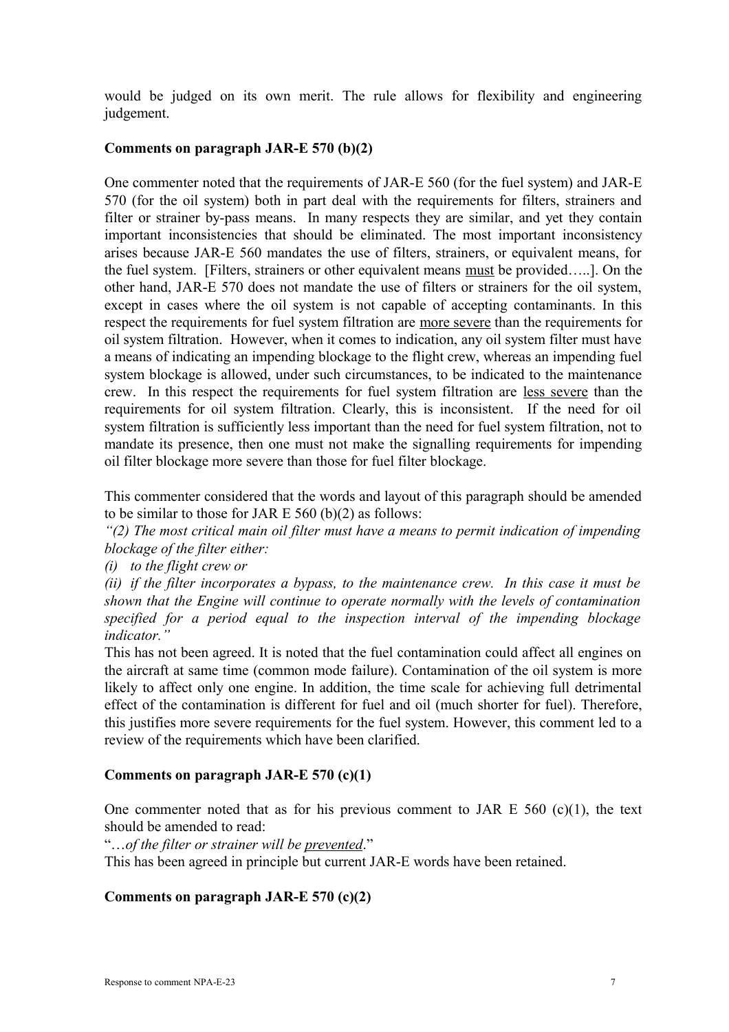would be judged on its own merit. The rule allows for flexibility and engineering judgement.

**Comments on paragraph JAR-E 570 (b)(2)**

One commenter noted that the requirements of JAR-E 560 (for the fuel system) and JAR-E 570 (for the oil system) both in part deal with the requirements for filters, strainers and filter or strainer by-pass means. In many respects they are similar, and yet they contain important inconsistencies that should be eliminated. The most important inconsistency arises because JAR-E 560 mandates the use of filters, strainers, or equivalent means, for the fuel system. [Filters, strainers or other equivalent means <u>must</u> be provided…..]. On the other hand, JAR-E 570 does not mandate the use of filters or strainers for the oil system, except in cases where the oil system is not capable of accepting contaminants. In this respect the requirements for fuel system filtration are <u>more severe</u> than the requirements for oil system filtration. However, when it comes to indication, any oil system filter must have a means of indicating an impending blockage to the flight crew, whereas an impending fuel system blockage is allowed, under such circumstances, to be indicated to the maintenance crew. In this respect the requirements for fuel system filtration are <u>less severe</u> than the requirements for oil system filtration. Clearly, this is inconsistent. If the need for oil system filtration is sufficiently less important than the need for fuel system filtration, not to mandate its presence, then one must not make the signalling requirements for impending oil filter blockage more severe than those for fuel filter blockage.

This commenter considered that the words and layout of this paragraph should be amended to be similar to those for JAR E 560 (b)(2) as follows:

*"(2) The most critical main oil filter must have a means to permit indication of impending blockage of the filter either:*

*(i) to the flight crew or*

*(ii) if the filter incorporates a bypass, to the maintenance crew. In this case it must be shown that the Engine will continue to operate normally with the levels of contamination specified for a period equal to the inspection interval of the impending blockage indicator."*

This has not been agreed. It is noted that the fuel contamination could affect all engines on the aircraft at same time (common mode failure). Contamination of the oil system is more likely to affect only one engine. In addition, the time scale for achieving full detrimental effect of the contamination is different for fuel and oil (much shorter for fuel). Therefore, this justifies more severe requirements for the fuel system. However, this comment led to a review of the requirements which have been clarified.

**Comments on paragraph JAR-E 570 (c)(1)**

One commenter noted that as for his previous comment to JAR E 560 (c)(1), the text should be amended to read:

"…*of the filter or strainer will be <u>prevented</u>*."

This has been agreed in principle but current JAR-E words have been retained.

**Comments on paragraph JAR-E 570 (c)(2)**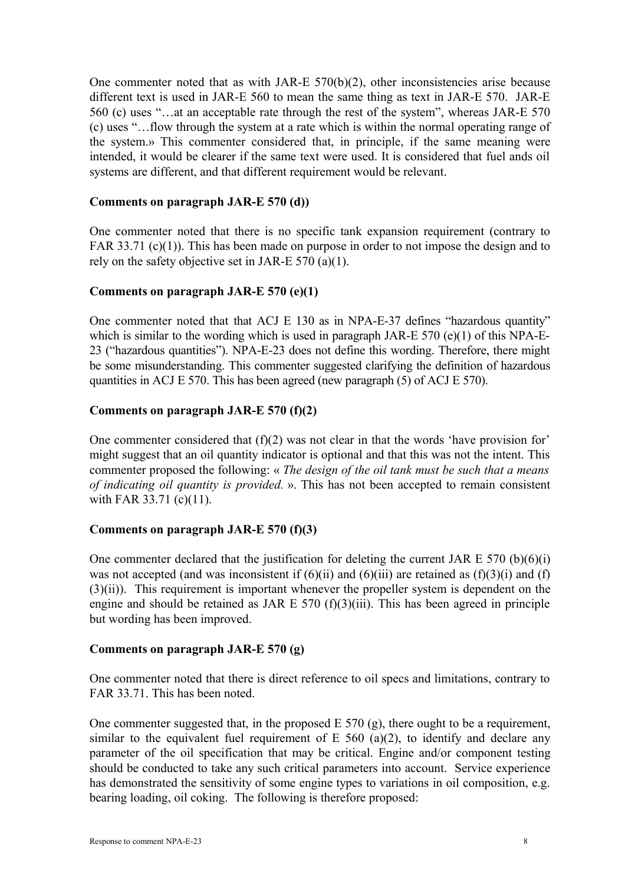One commenter noted that as with JAR-E 570(b)(2), other inconsistencies arise because different text is used in JAR-E 560 to mean the same thing as text in JAR-E 570. JAR-E 560 (c) uses "…at an acceptable rate through the rest of the system", whereas JAR-E 570 (c) uses "…flow through the system at a rate which is within the normal operating range of the system.» This commenter considered that, in principle, if the same meaning were intended, it would be clearer if the same text were used. It is considered that fuel ands oil systems are different, and that different requirement would be relevant.

**Comments on paragraph JAR-E 570 (d))**

One commenter noted that there is no specific tank expansion requirement (contrary to FAR 33.71 (c)(1)). This has been made on purpose in order to not impose the design and to rely on the safety objective set in JAR-E 570 (a)(1).

**Comments on paragraph JAR-E 570 (e)(1)**

One commenter noted that that ACJ E 130 as in NPA-E-37 defines "hazardous quantity" which is similar to the wording which is used in paragraph JAR-E 570 (e)(1) of this NPA-E-23 ("hazardous quantities"). NPA-E-23 does not define this wording. Therefore, there might be some misunderstanding. This commenter suggested clarifying the definition of hazardous quantities in ACJ E 570. This has been agreed (new paragraph (5) of ACJ E 570).

**Comments on paragraph JAR-E 570 (f)(2)**

One commenter considered that (f)(2) was not clear in that the words 'have provision for' might suggest that an oil quantity indicator is optional and that this was not the intent. This commenter proposed the following: « *The design of the oil tank must be such that a means of indicating oil quantity is provided.* ». This has not been accepted to remain consistent with FAR 33.71 (c)(11).

**Comments on paragraph JAR-E 570 (f)(3)**

One commenter declared that the justification for deleting the current JAR E 570 (b)(6)(i) was not accepted (and was inconsistent if (6)(ii) and (6)(iii) are retained as (f)(3)(i) and (f)(3)(ii)). This requirement is important whenever the propeller system is dependent on the engine and should be retained as JAR E 570 (f)(3)(iii). This has been agreed in principle but wording has been improved.

**Comments on paragraph JAR-E 570 (g)**

One commenter noted that there is direct reference to oil specs and limitations, contrary to FAR 33.71. This has been noted.

One commenter suggested that, in the proposed E 570 (g), there ought to be a requirement, similar to the equivalent fuel requirement of E 560 (a)(2), to identify and declare any parameter of the oil specification that may be critical. Engine and/or component testing should be conducted to take any such critical parameters into account. Service experience has demonstrated the sensitivity of some engine types to variations in oil composition, e.g. bearing loading, oil coking. The following is therefore proposed: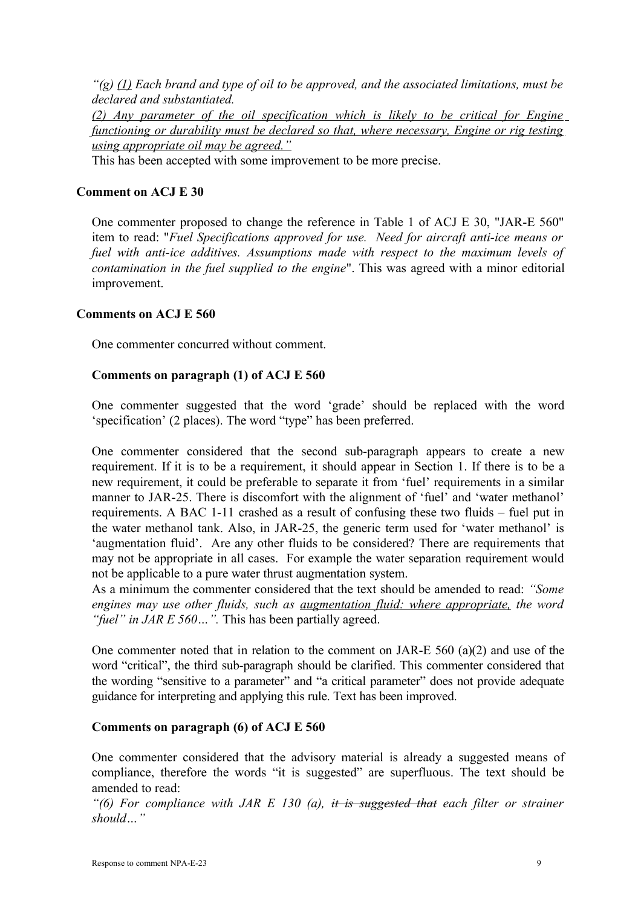*"(g) <u>(1)</u> Each brand and type of oil to be approved, and the associated limitations, must be declared and substantiated.*

*<u>(2) Any parameter of the oil specification which is likely to be critical for Engine functioning or durability must be declared so that, where necessary, Engine or rig testing using appropriate oil may be agreed."</u>*

This has been accepted with some improvement to be more precise.

**Comment on ACJ E 30**

One commenter proposed to change the reference in Table 1 of ACJ E 30, "JAR-E 560" item to read: "*Fuel Specifications approved for use. Need for aircraft anti-ice means or fuel with anti-ice additives. Assumptions made with respect to the maximum levels of contamination in the fuel supplied to the engine*". This was agreed with a minor editorial improvement.

**Comments on ACJ E 560**

One commenter concurred without comment.

**Comments on paragraph (1) of ACJ E 560**

One commenter suggested that the word 'grade' should be replaced with the word 'specification' (2 places). The word "type" has been preferred.

One commenter considered that the second sub-paragraph appears to create a new requirement. If it is to be a requirement, it should appear in Section 1. If there is to be a new requirement, it could be preferable to separate it from 'fuel' requirements in a similar manner to JAR-25. There is discomfort with the alignment of 'fuel' and 'water methanol' requirements. A BAC 1-11 crashed as a result of confusing these two fluids – fuel put in the water methanol tank. Also, in JAR-25, the generic term used for 'water methanol' is 'augmentation fluid'. Are any other fluids to be considered? There are requirements that may not be appropriate in all cases. For example the water separation requirement would not be applicable to a pure water thrust augmentation system.

As a minimum the commenter considered that the text should be amended to read: *"Some engines may use other fluids, such as <u>augmentation fluid: where appropriate,</u> the word "fuel" in JAR E 560…".* This has been partially agreed.

One commenter noted that in relation to the comment on JAR-E 560 (a)(2) and use of the word "critical", the third sub-paragraph should be clarified. This commenter considered that the wording "sensitive to a parameter" and "a critical parameter" does not provide adequate guidance for interpreting and applying this rule. Text has been improved.

**Comments on paragraph (6) of ACJ E 560**

One commenter considered that the advisory material is already a suggested means of compliance, therefore the words "it is suggested" are superfluous. The text should be amended to read:

*"(6) For compliance with JAR E 130 (a), ~~it is suggested that~~ each filter or strainer should…"*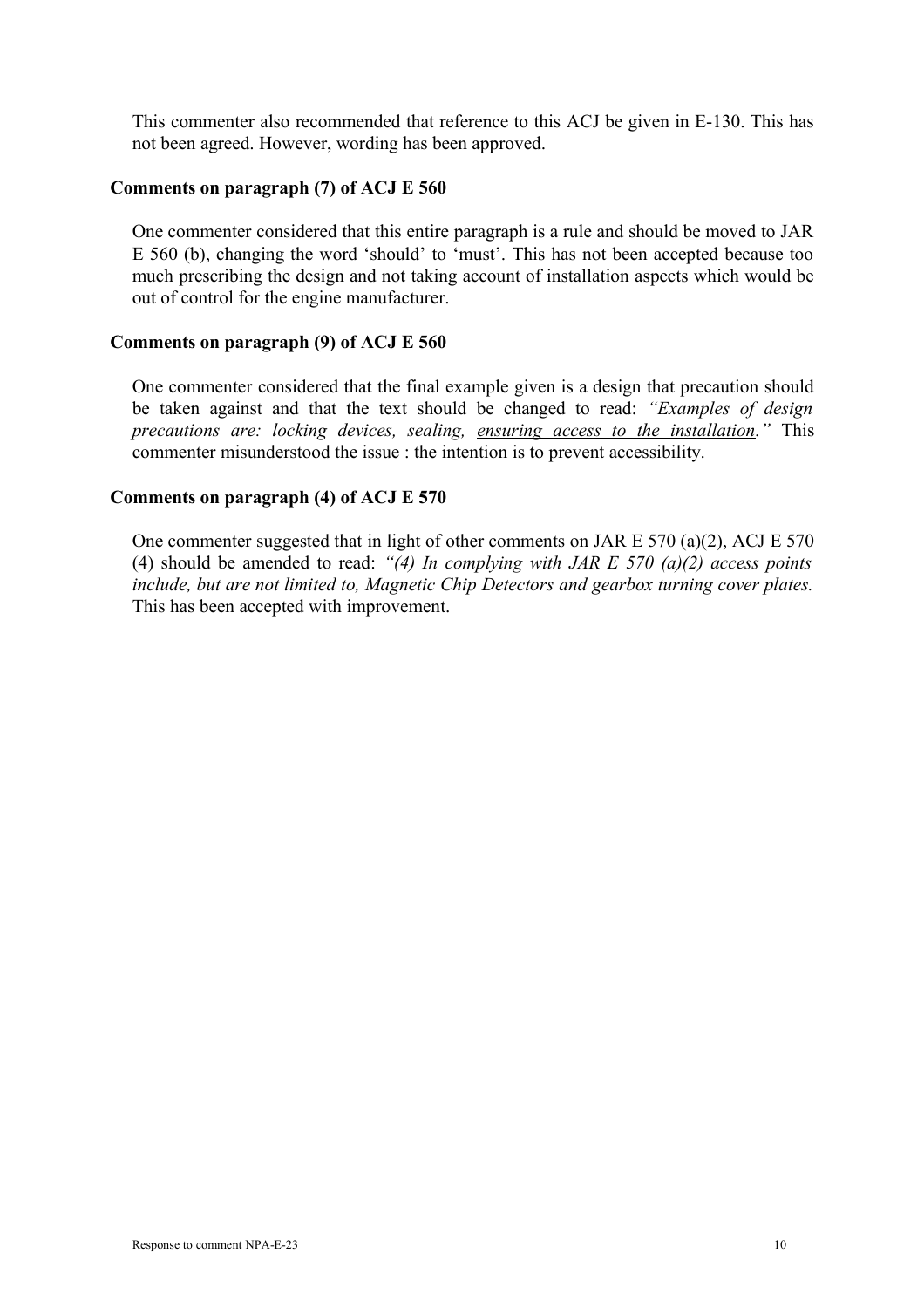This commenter also recommended that reference to this ACJ be given in E-130. This has not been agreed. However, wording has been approved.

**Comments on paragraph (7) of ACJ E 560**

One commenter considered that this entire paragraph is a rule and should be moved to JAR E 560 (b), changing the word 'should' to 'must'. This has not been accepted because too much prescribing the design and not taking account of installation aspects which would be out of control for the engine manufacturer.

**Comments on paragraph (9) of ACJ E 560**

One commenter considered that the final example given is a design that precaution should be taken against and that the text should be changed to read: *"Examples of design precautions are: locking devices, sealing, <u>ensuring access to the installation</u>."* This commenter misunderstood the issue : the intention is to prevent accessibility.

**Comments on paragraph (4) of ACJ E 570**

One commenter suggested that in light of other comments on JAR E 570 (a)(2), ACJ E 570 (4) should be amended to read: *"(4) In complying with JAR E 570 (a)(2) access points include, but are not limited to, Magnetic Chip Detectors and gearbox turning cover plates.* This has been accepted with improvement.